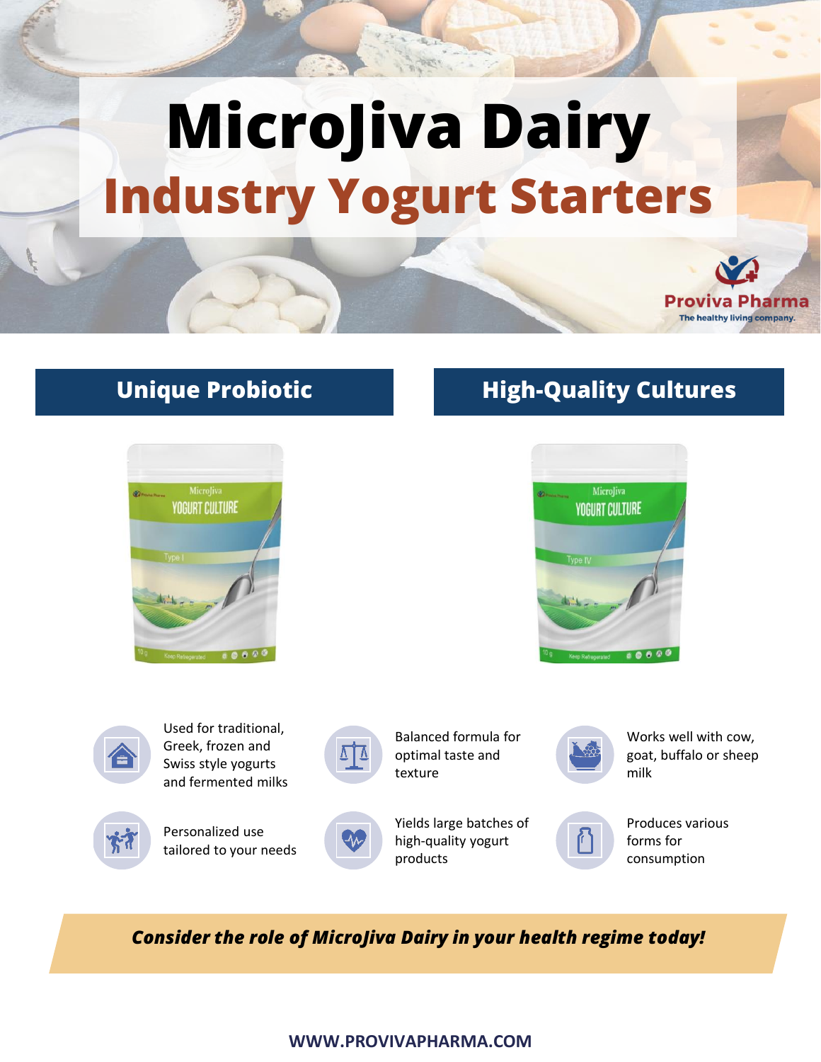# MicroJiva Dairy

## Industry Yogurt Starters

Proviva Pharma

The healthy living company.

### Unique Probiotic

### High-Quality Cultures

- Used for traditional, Greek, frozen and Swiss style yogurts and fermented milks
- Balanced formula for optimal taste and texture
- Works well with cow, goat, buffalo or sheep milk
- Personalized use tailored to your needs
- Yields large batches of high-quality yogurt products
- Produces various forms for consumption

***Consider the role of MicroJiva Dairy in your health regime today!***

**WWW.PROVIVAPHARMA.COM**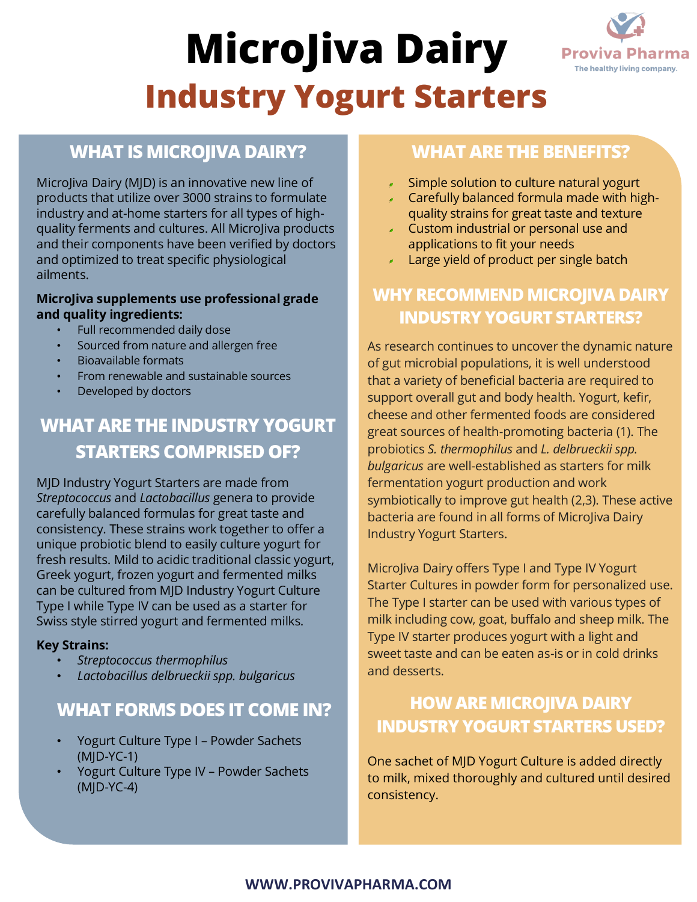# MicroJiva Dairy

## Industry Yogurt Starters

Proviva Pharma
The healthy living company.

### WHAT IS MICROJIVA DAIRY?

MicroJiva Dairy (MJD) is an innovative new line of products that utilize over 3000 strains to formulate industry and at-home starters for all types of high-quality ferments and cultures. All MicroJiva products and their components have been verified by doctors and optimized to treat specific physiological ailments.

**MicroJiva supplements use professional grade and quality ingredients:**

- Full recommended daily dose
- Sourced from nature and allergen free
- Bioavailable formats
- From renewable and sustainable sources
- Developed by doctors

### WHAT ARE THE INDUSTRY YOGURT STARTERS COMPRISED OF?

MJD Industry Yogurt Starters are made from *Streptococcus* and *Lactobacillus* genera to provide carefully balanced formulas for great taste and consistency. These strains work together to offer a unique probiotic blend to easily culture yogurt for fresh results. Mild to acidic traditional classic yogurt, Greek yogurt, frozen yogurt and fermented milks can be cultured from MJD Industry Yogurt Culture Type I while Type IV can be used as a starter for Swiss style stirred yogurt and fermented milks.

**Key Strains:**

- *Streptococcus thermophilus*
- *Lactobacillus delbrueckii spp. bulgaricus*

### WHAT FORMS DOES IT COME IN?

- Yogurt Culture Type I – Powder Sachets (MJD-YC-1)
- Yogurt Culture Type IV – Powder Sachets (MJD-YC-4)

### WHAT ARE THE BENEFITS?

- Simple solution to culture natural yogurt
- Carefully balanced formula made with high-quality strains for great taste and texture
- Custom industrial or personal use and applications to fit your needs
- Large yield of product per single batch

### WHY RECOMMEND MICROJIVA DAIRY INDUSTRY YOGURT STARTERS?

As research continues to uncover the dynamic nature of gut microbial populations, it is well understood that a variety of beneficial bacteria are required to support overall gut and body health. Yogurt, kefir, cheese and other fermented foods are considered great sources of health-promoting bacteria (1). The probiotics *S. thermophilus* and *L. delbrueckii spp. bulgaricus* are well-established as starters for milk fermentation yogurt production and work symbiotically to improve gut health (2,3). These active bacteria are found in all forms of MicroJiva Dairy Industry Yogurt Starters.

MicroJiva Dairy offers Type I and Type IV Yogurt Starter Cultures in powder form for personalized use. The Type I starter can be used with various types of milk including cow, goat, buffalo and sheep milk. The Type IV starter produces yogurt with a light and sweet taste and can be eaten as-is or in cold drinks and desserts.

### HOW ARE MICROJIVA DAIRY INDUSTRY YOGURT STARTERS USED?

One sachet of MJD Yogurt Culture is added directly to milk, mixed thoroughly and cultured until desired consistency.

WWW.PROVIVAPHARMA.COM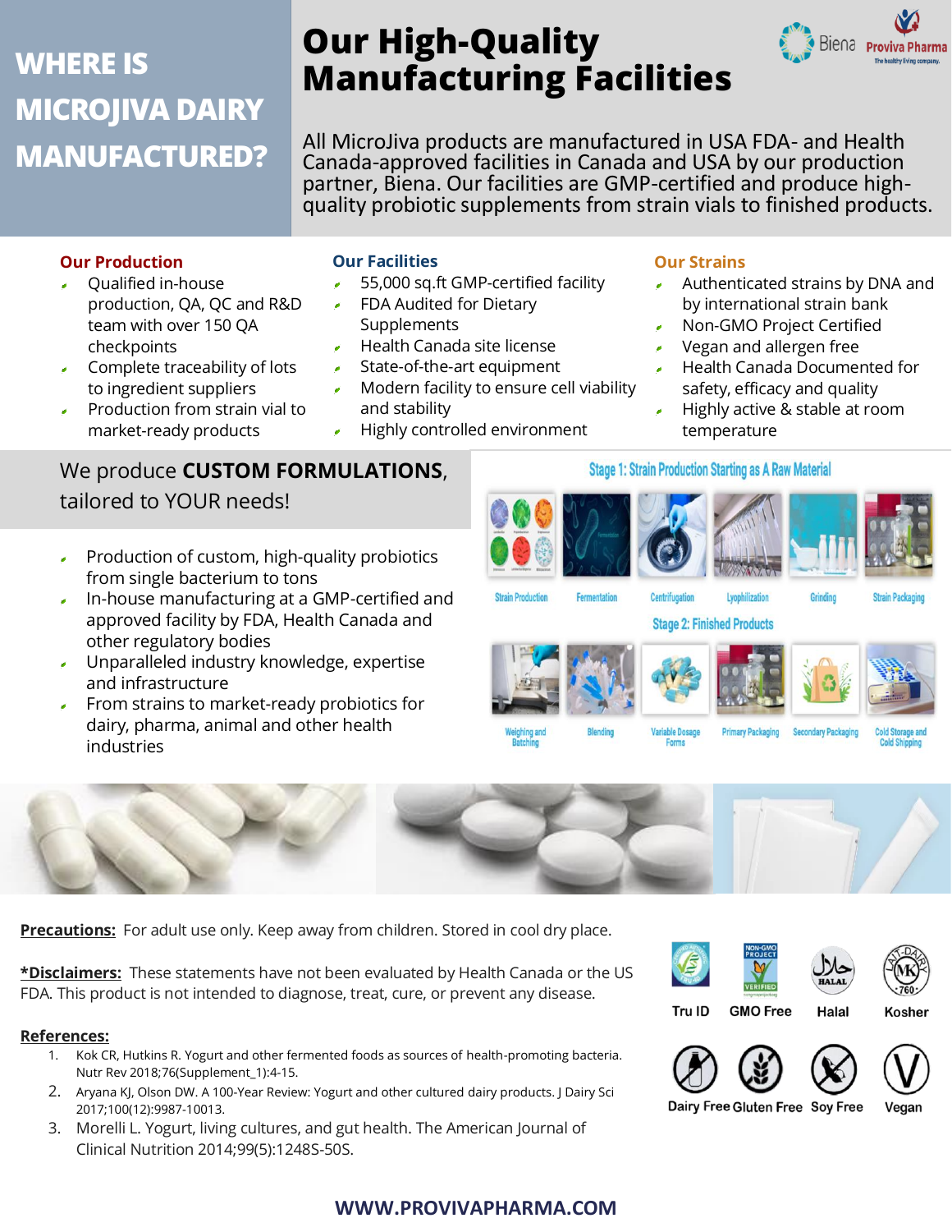# WHERE IS MICROJIVA DAIRY MANUFACTURED?

# Our High-Quality Manufacturing Facilities

All MicroJiva products are manufactured in USA FDA- and Health Canada-approved facilities in Canada and USA by our production partner, Biena. Our facilities are GMP-certified and produce high-quality probiotic supplements from strain vials to finished products.

### Our Production

- Qualified in-house production, QA, QC and R&D team with over 150 QA checkpoints
- Complete traceability of lots to ingredient suppliers
- Production from strain vial to market-ready products

### Our Facilities

- 55,000 sq.ft GMP-certified facility
- FDA Audited for Dietary Supplements
- Health Canada site license
- State-of-the-art equipment
- Modern facility to ensure cell viability and stability
- Highly controlled environment

### Our Strains

- Authenticated strains by DNA and by international strain bank
- Non-GMO Project Certified
- Vegan and allergen free
- Health Canada Documented for safety, efficacy and quality
- Highly active & stable at room temperature

We produce **CUSTOM FORMULATIONS**, tailored to YOUR needs!

- Production of custom, high-quality probiotics from single bacterium to tons
- In-house manufacturing at a GMP-certified and approved facility by FDA, Health Canada and other regulatory bodies
- Unparalleled industry knowledge, expertise and infrastructure
- From strains to market-ready probiotics for dairy, pharma, animal and other health industries

**Stage 1: Strain Production Starting as A Raw Material**

Strain Production, Fermentation, Centrifugation, Lyophilization, Grinding, Strain Packaging

**Stage 2: Finished Products**

Weighing and Batching, Blending, Variable Dosage Forms, Primary Packaging, Secondary Packaging, Cold Storage and Cold Shipping

**Precautions:** For adult use only. Keep away from children. Stored in cool dry place.

***Disclaimers:** These statements have not been evaluated by Health Canada or the US FDA. This product is not intended to diagnose, treat, cure, or prevent any disease.

Tru ID, GMO Free, Halal, Kosher, Dairy Free, Gluten Free, Soy Free, Vegan

**References:**

1. Kok CR, Hutkins R. Yogurt and other fermented foods as sources of health-promoting bacteria. Nutr Rev 2018;76(Supplement_1):4-15.
2. Aryana KJ, Olson DW. A 100-Year Review: Yogurt and other cultured dairy products. J Dairy Sci 2017;100(12):9987-10013.
3. Morelli L. Yogurt, living cultures, and gut health. The American Journal of Clinical Nutrition 2014;99(5):1248S-50S.

**WWW.PROVIVAPHARMA.COM**